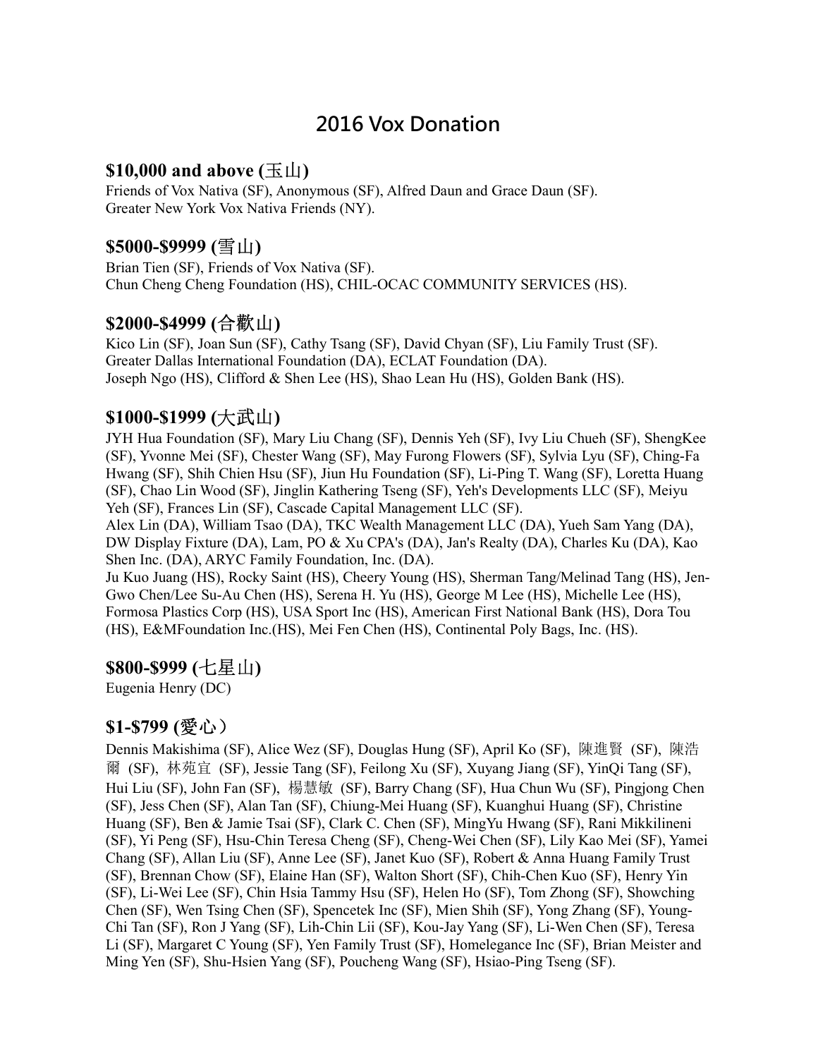# 2016 Vox Donation

## $10,000 and above (玉山)

Friends of Vox Nativa (SF), Anonymous (SF), Alfred Daun and Grace Daun (SF).
Greater New York Vox Nativa Friends (NY).

## $5000-$9999 (雪山)

Brian Tien (SF), Friends of Vox Nativa (SF).
Chun Cheng Cheng Foundation (HS), CHIL-OCAC COMMUNITY SERVICES (HS).

## $2000-$4999 (合歡山)

Kico Lin (SF), Joan Sun (SF), Cathy Tsang (SF), David Chyan (SF), Liu Family Trust (SF).
Greater Dallas International Foundation (DA), ECLAT Foundation (DA).
Joseph Ngo (HS), Clifford & Shen Lee (HS), Shao Lean Hu (HS), Golden Bank (HS).

## $1000-$1999 (大武山)

JYH Hua Foundation (SF), Mary Liu Chang (SF), Dennis Yeh (SF), Ivy Liu Chueh (SF), ShengKee (SF), Yvonne Mei (SF), Chester Wang (SF), May Furong Flowers (SF), Sylvia Lyu (SF), Ching-Fa Hwang (SF), Shih Chien Hsu (SF), Jiun Hu Foundation (SF), Li-Ping T. Wang (SF), Loretta Huang (SF), Chao Lin Wood (SF), Jinglin Kathering Tseng (SF), Yeh's Developments LLC (SF), Meiyu Yeh (SF), Frances Lin (SF), Cascade Capital Management LLC (SF).
Alex Lin (DA), William Tsao (DA), TKC Wealth Management LLC (DA), Yueh Sam Yang (DA), DW Display Fixture (DA), Lam, PO & Xu CPA's (DA), Jan's Realty (DA), Charles Ku (DA), Kao Shen Inc. (DA), ARYC Family Foundation, Inc. (DA).
Ju Kuo Juang (HS), Rocky Saint (HS), Cheery Young (HS), Sherman Tang/Melinad Tang (HS), Jen-Gwo Chen/Lee Su-Au Chen (HS), Serena H. Yu (HS), George M Lee (HS), Michelle Lee (HS), Formosa Plastics Corp (HS), USA Sport Inc (HS), American First National Bank (HS), Dora Tou (HS), E&MFoundation Inc.(HS), Mei Fen Chen (HS), Continental Poly Bags, Inc. (HS).

## $800-$999 (七星山)

Eugenia Henry (DC)

## $1-$799 (愛心）

Dennis Makishima (SF), Alice Wez (SF), Douglas Hung (SF), April Ko (SF), 陳進賢 (SF), 陳浩爾 (SF), 林苑宜 (SF), Jessie Tang (SF), Feilong Xu (SF), Xuyang Jiang (SF), YinQi Tang (SF), Hui Liu (SF), John Fan (SF), 楊慧敏 (SF), Barry Chang (SF), Hua Chun Wu (SF), Pingjong Chen (SF), Jess Chen (SF), Alan Tan (SF), Chiung-Mei Huang (SF), Kuanghui Huang (SF), Christine Huang (SF), Ben & Jamie Tsai (SF), Clark C. Chen (SF), MingYu Hwang (SF), Rani Mikkilineni (SF), Yi Peng (SF), Hsu-Chin Teresa Cheng (SF), Cheng-Wei Chen (SF), Lily Kao Mei (SF), Yamei Chang (SF), Allan Liu (SF), Anne Lee (SF), Janet Kuo (SF), Robert & Anna Huang Family Trust (SF), Brennan Chow (SF), Elaine Han (SF), Walton Short (SF), Chih-Chen Kuo (SF), Henry Yin (SF), Li-Wei Lee (SF), Chin Hsia Tammy Hsu (SF), Helen Ho (SF), Tom Zhong (SF), Showching Chen (SF), Wen Tsing Chen (SF), Spencetek Inc (SF), Mien Shih (SF), Yong Zhang (SF), Young-Chi Tan (SF), Ron J Yang (SF), Lih-Chin Lii (SF), Kou-Jay Yang (SF), Li-Wen Chen (SF), Teresa Li (SF), Margaret C Young (SF), Yen Family Trust (SF), Homelegance Inc (SF), Brian Meister and Ming Yen (SF), Shu-Hsien Yang (SF), Poucheng Wang (SF), Hsiao-Ping Tseng (SF).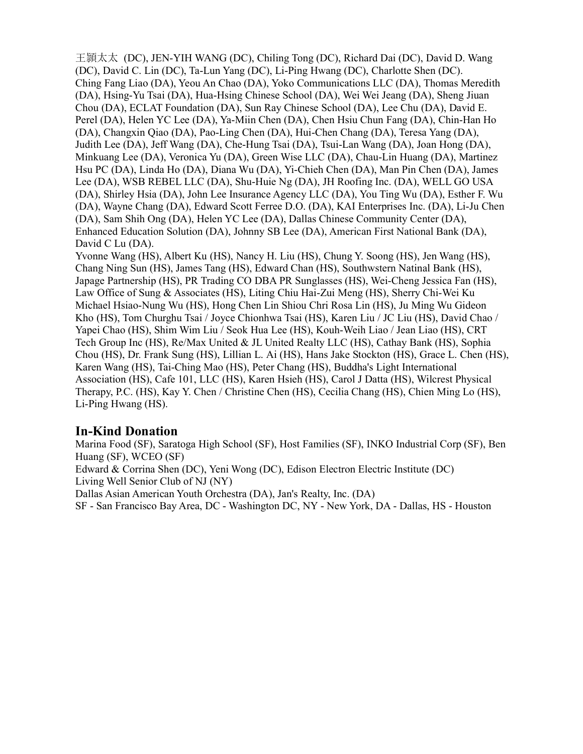王顥太太 (DC), JEN-YIH WANG (DC), Chiling Tong (DC), Richard Dai (DC), David D. Wang (DC), David C. Lin (DC), Ta-Lun Yang (DC), Li-Ping Hwang (DC), Charlotte Shen (DC).
Ching Fang Liao (DA), Yeou An Chao (DA), Yoko Communications LLC (DA), Thomas Meredith (DA), Hsing-Yu Tsai (DA), Hua-Hsing Chinese School (DA), Wei Wei Jeang (DA), Sheng Jiuan Chou (DA), ECLAT Foundation (DA), Sun Ray Chinese School (DA), Lee Chu (DA), David E. Perel (DA), Helen YC Lee (DA), Ya-Miin Chen (DA), Chen Hsiu Chun Fang (DA), Chin-Han Ho (DA), Changxin Qiao (DA), Pao-Ling Chen (DA), Hui-Chen Chang (DA), Teresa Yang (DA), Judith Lee (DA), Jeff Wang (DA), Che-Hung Tsai (DA), Tsui-Lan Wang (DA), Joan Hong (DA), Minkuang Lee (DA), Veronica Yu (DA), Green Wise LLC (DA), Chau-Lin Huang (DA), Martinez Hsu PC (DA), Linda Ho (DA), Diana Wu (DA), Yi-Chieh Chen (DA), Man Pin Chen (DA), James Lee (DA), WSB REBEL LLC (DA), Shu-Huie Ng (DA), JH Roofing Inc. (DA), WELL GO USA (DA), Shirley Hsia (DA), John Lee Insurance Agency LLC (DA), You Ting Wu (DA), Esther F. Wu (DA), Wayne Chang (DA), Edward Scott Ferree D.O. (DA), KAI Enterprises Inc. (DA), Li-Ju Chen (DA), Sam Shih Ong (DA), Helen YC Lee (DA), Dallas Chinese Community Center (DA), Enhanced Education Solution (DA), Johnny SB Lee (DA), American First National Bank (DA), David C Lu (DA).
Yvonne Wang (HS), Albert Ku (HS), Nancy H. Liu (HS), Chung Y. Soong (HS), Jen Wang (HS), Chang Ning Sun (HS), James Tang (HS), Edward Chan (HS), Southwstern Natinal Bank (HS), Japage Partnership (HS), PR Trading CO DBA PR Sunglasses (HS), Wei-Cheng Jessica Fan (HS), Law Office of Sung & Associates (HS), Liting Chiu Hai-Zui Meng (HS), Sherry Chi-Wei Ku Michael Hsiao-Nung Wu (HS), Hong Chen Lin Shiou Chri Rosa Lin (HS), Ju Ming Wu Gideon Kho (HS), Tom Churghu Tsai / Joyce Chionhwa Tsai (HS), Karen Liu / JC Liu (HS), David Chao / Yapei Chao (HS), Shim Wim Liu / Seok Hua Lee (HS), Kouh-Weih Liao / Jean Liao (HS), CRT Tech Group Inc (HS), Re/Max United & JL United Realty LLC (HS), Cathay Bank (HS), Sophia Chou (HS), Dr. Frank Sung (HS), Lillian L. Ai (HS), Hans Jake Stockton (HS), Grace L. Chen (HS), Karen Wang (HS), Tai-Ching Mao (HS), Peter Chang (HS), Buddha's Light International Association (HS), Cafe 101, LLC (HS), Karen Hsieh (HS), Carol J Datta (HS), Wilcrest Physical Therapy, P.C. (HS), Kay Y. Chen / Christine Chen (HS), Cecilia Chang (HS), Chien Ming Lo (HS), Li-Ping Hwang (HS).

## In-Kind Donation

Marina Food (SF), Saratoga High School (SF), Host Families (SF), INKO Industrial Corp (SF), Ben Huang (SF), WCEO (SF)
Edward & Corrina Shen (DC), Yeni Wong (DC), Edison Electron Electric Institute (DC)
Living Well Senior Club of NJ (NY)
Dallas Asian American Youth Orchestra (DA), Jan's Realty, Inc. (DA)
SF - San Francisco Bay Area, DC - Washington DC, NY - New York, DA - Dallas, HS - Houston